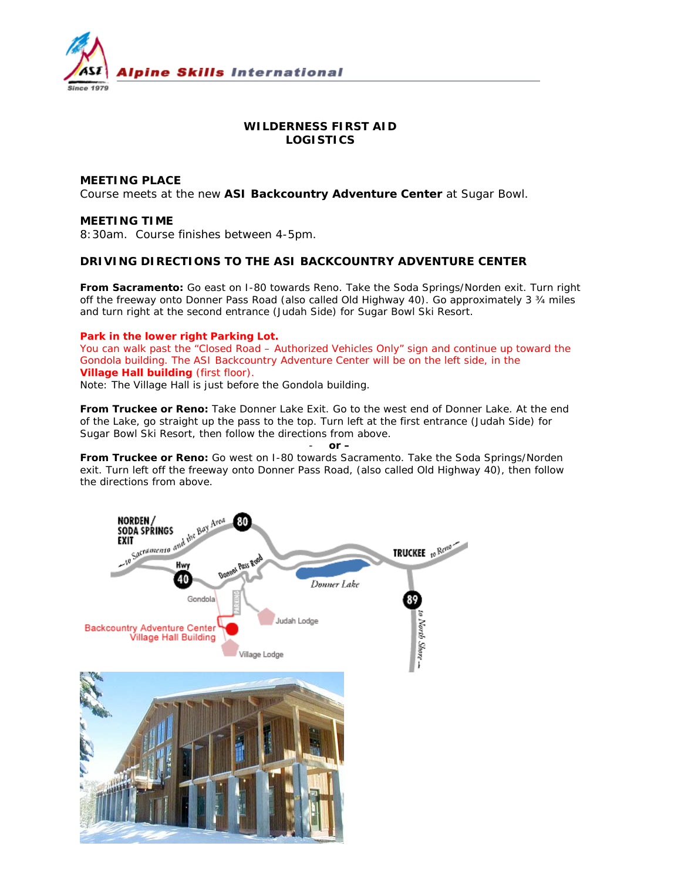Alpine Skills International

Since 1979

# WILDERNESS FIRST AID
# LOGISTICS

## MEETING PLACE

Course meets at the new **ASI Backcountry Adventure Center** at Sugar Bowl.

## MEETING TIME

8:30am. Course finishes between 4-5pm.

## DRIVING DIRECTIONS TO THE ASI BACKCOUNTRY ADVENTURE CENTER

**From Sacramento:** Go east on I-80 towards Reno. Take the Soda Springs/Norden exit. Turn right off the freeway onto Donner Pass Road (also called Old Highway 40). Go approximately 3 ¾ miles and turn right at the second entrance (Judah Side) for Sugar Bowl Ski Resort.

**Park in the lower right Parking Lot.**
You can walk past the "Closed Road – Authorized Vehicles Only" sign and continue up toward the Gondola building. The ASI Backcountry Adventure Center will be on the left side, in the **Village Hall building** (first floor).
Note: The Village Hall is just before the Gondola building.

**From Truckee or Reno:** Take Donner Lake Exit. Go to the west end of Donner Lake. At the end of the Lake, go straight up the pass to the top. Turn left at the first entrance (Judah Side) for Sugar Bowl Ski Resort, then follow the directions from above.

\- **or –**

**From Truckee or Reno:** Go west on I-80 towards Sacramento. Take the Soda Springs/Norden exit. Turn left off the freeway onto Donner Pass Road, (also called Old Highway 40), then follow the directions from above.

NORDEN / SODA SPRINGS EXIT
← to Sacramento and the Bay Area
80
TRUCKEE to Reno →
Hwy 40
Donner Pass Road
Donner Lake
89
to North Shore →
Gondola
PARKING
Judah Lodge
Backcountry Adventure Center
Village Hall Building
Village Lodge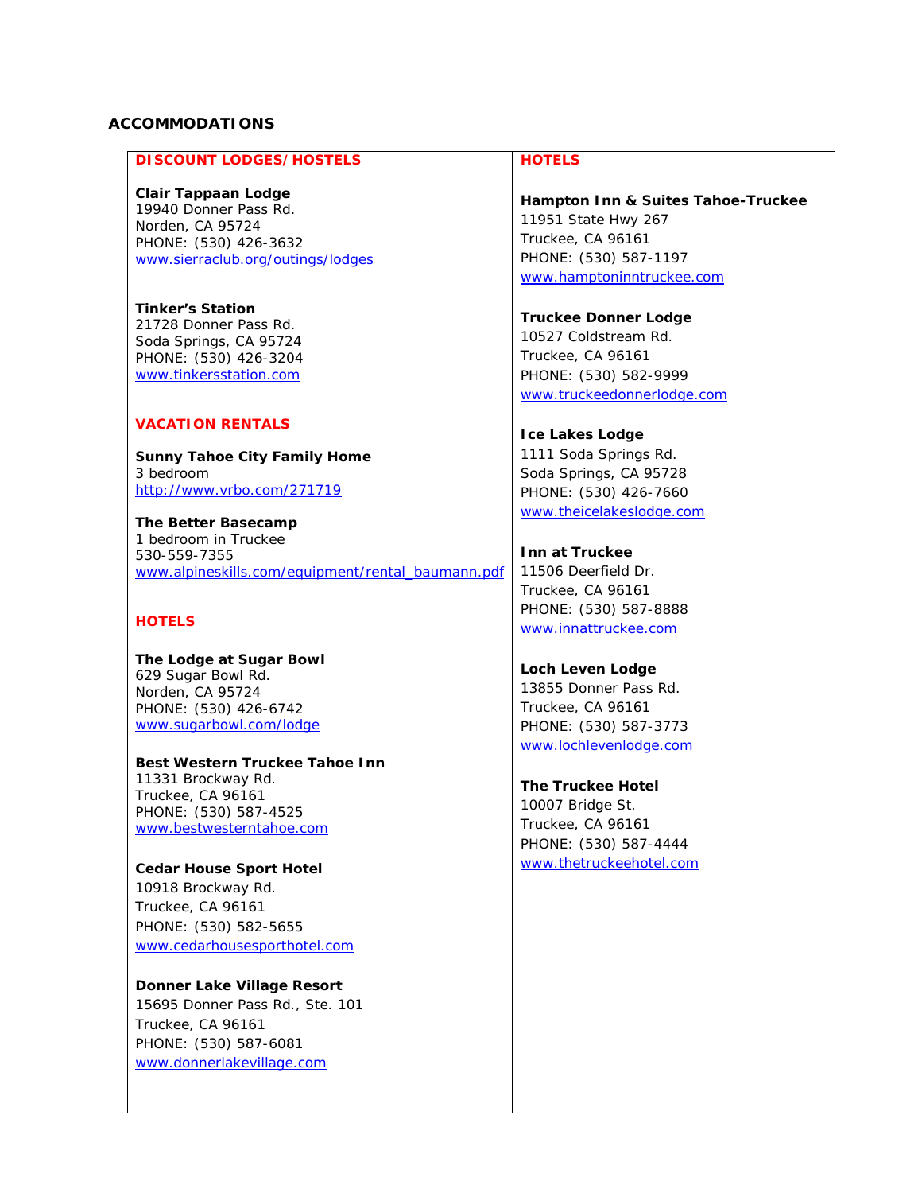## ACCOMMODATIONS

### DISCOUNT LODGES/HOSTELS

**Clair Tappaan Lodge**
19940 Donner Pass Rd.
Norden, CA 95724
PHONE: (530) 426-3632
www.sierraclub.org/outings/lodges

**Tinker's Station**
21728 Donner Pass Rd.
Soda Springs, CA 95724
PHONE: (530) 426-3204
www.tinkersstation.com

### VACATION RENTALS

**Sunny Tahoe City Family Home**
3 bedroom
http://www.vrbo.com/271719

**The Better Basecamp**
1 bedroom in Truckee
530-559-7355
www.alpineskills.com/equipment/rental_baumann.pdf

### HOTELS

**The Lodge at Sugar Bowl**
629 Sugar Bowl Rd.
Norden, CA 95724
PHONE: (530) 426-6742
www.sugarbowl.com/lodge

**Best Western Truckee Tahoe Inn**
11331 Brockway Rd.
Truckee, CA 96161
PHONE: (530) 587-4525
www.bestwesterntahoe.com

**Cedar House Sport Hotel**
10918 Brockway Rd.
Truckee, CA 96161
PHONE: (530) 582-5655
www.cedarhousesporthotel.com

**Donner Lake Village Resort**
15695 Donner Pass Rd., Ste. 101
Truckee, CA 96161
PHONE: (530) 587-6081
www.donnerlakevillage.com

### HOTELS

**Hampton Inn & Suites Tahoe-Truckee**
11951 State Hwy 267
Truckee, CA 96161
PHONE: (530) 587-1197
www.hamptoninntruckee.com

**Truckee Donner Lodge**
10527 Coldstream Rd.
Truckee, CA 96161
PHONE: (530) 582-9999
www.truckeedonnerlodge.com

**Ice Lakes Lodge**
1111 Soda Springs Rd.
Soda Springs, CA 95728
PHONE: (530) 426-7660
www.theicelakeslodge.com

**Inn at Truckee**
11506 Deerfield Dr.
Truckee, CA 96161
PHONE: (530) 587-8888
www.innattruckee.com

**Loch Leven Lodge**
13855 Donner Pass Rd.
Truckee, CA 96161
PHONE: (530) 587-3773
www.lochlevenlodge.com

**The Truckee Hotel**
10007 Bridge St.
Truckee, CA 96161
PHONE: (530) 587-4444
www.thetruckeehotel.com